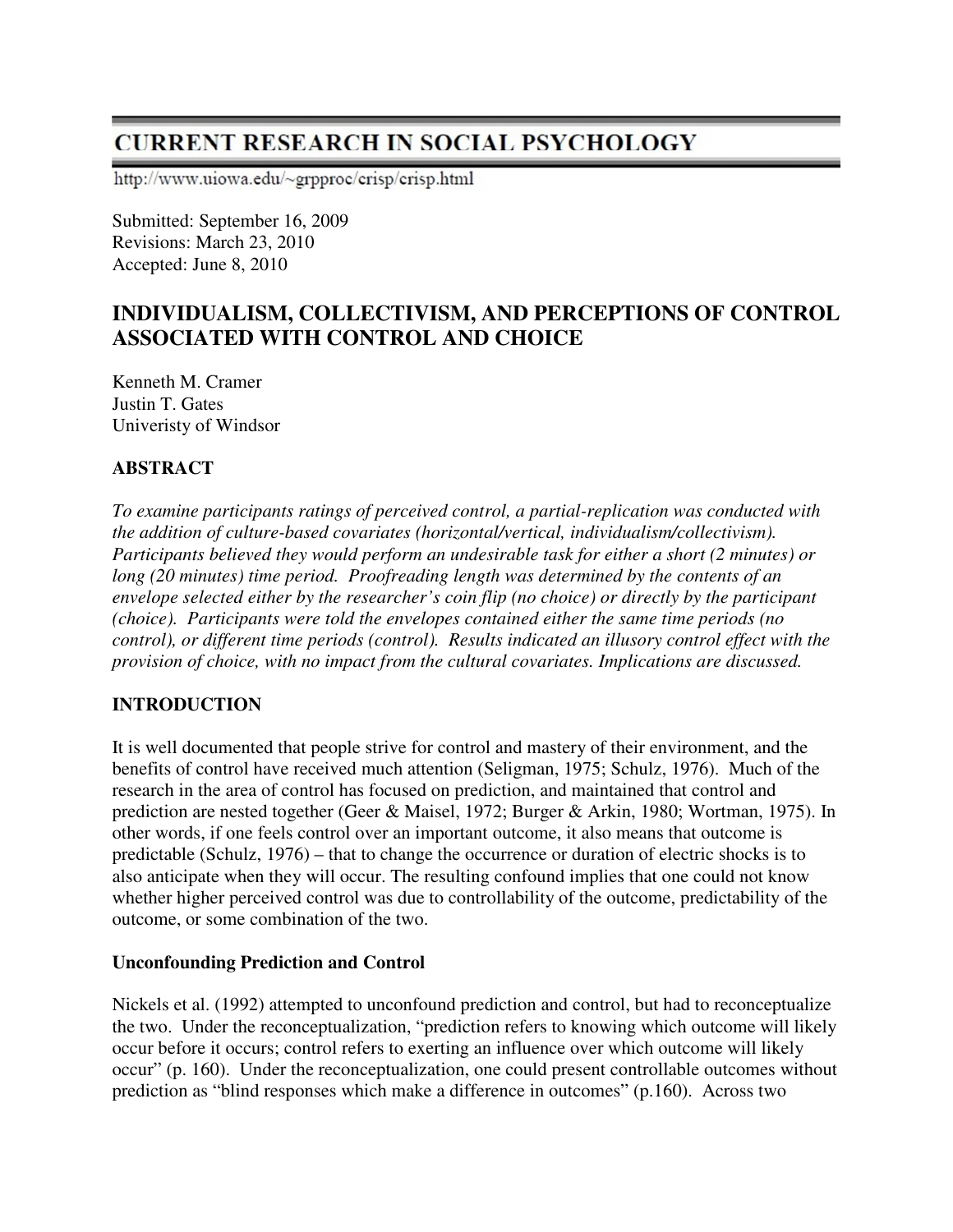# CURRENT RESEARCH IN SOCIAL PSYCHOLOGY

http://www.uiowa.edu/~grpproc/crisp/crisp.html

Submitted: September 16, 2009
Revisions: March 23, 2010
Accepted: June 8, 2010

## INDIVIDUALISM, COLLECTIVISM, AND PERCEPTIONS OF CONTROL ASSOCIATED WITH CONTROL AND CHOICE

Kenneth M. Cramer
Justin T. Gates
Univeristy of Windsor

### ABSTRACT

*To examine participants ratings of perceived control, a partial-replication was conducted with the addition of culture-based covariates (horizontal/vertical, individualism/collectivism). Participants believed they would perform an undesirable task for either a short (2 minutes) or long (20 minutes) time period. Proofreading length was determined by the contents of an envelope selected either by the researcher's coin flip (no choice) or directly by the participant (choice). Participants were told the envelopes contained either the same time periods (no control), or different time periods (control). Results indicated an illusory control effect with the provision of choice, with no impact from the cultural covariates. Implications are discussed.*

### INTRODUCTION

It is well documented that people strive for control and mastery of their environment, and the benefits of control have received much attention (Seligman, 1975; Schulz, 1976). Much of the research in the area of control has focused on prediction, and maintained that control and prediction are nested together (Geer & Maisel, 1972; Burger & Arkin, 1980; Wortman, 1975). In other words, if one feels control over an important outcome, it also means that outcome is predictable (Schulz, 1976) – that to change the occurrence or duration of electric shocks is to also anticipate when they will occur. The resulting confound implies that one could not know whether higher perceived control was due to controllability of the outcome, predictability of the outcome, or some combination of the two.

#### Unconfounding Prediction and Control

Nickels et al. (1992) attempted to unconfound prediction and control, but had to reconceptualize the two. Under the reconceptualization, "prediction refers to knowing which outcome will likely occur before it occurs; control refers to exerting an influence over which outcome will likely occur" (p. 160). Under the reconceptualization, one could present controllable outcomes without prediction as "blind responses which make a difference in outcomes" (p.160). Across two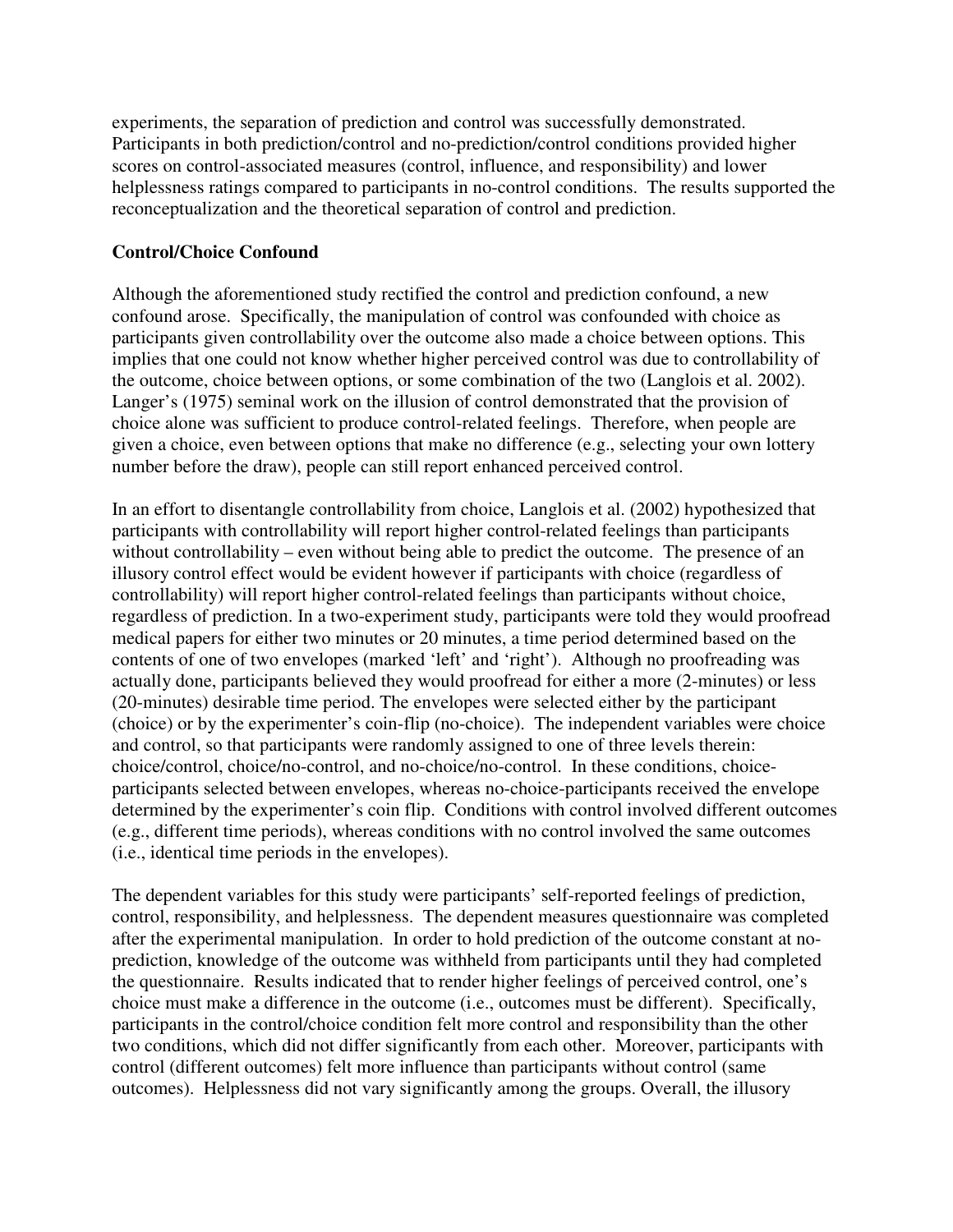experiments, the separation of prediction and control was successfully demonstrated. Participants in both prediction/control and no-prediction/control conditions provided higher scores on control-associated measures (control, influence, and responsibility) and lower helplessness ratings compared to participants in no-control conditions. The results supported the reconceptualization and the theoretical separation of control and prediction.

**Control/Choice Confound**

Although the aforementioned study rectified the control and prediction confound, a new confound arose. Specifically, the manipulation of control was confounded with choice as participants given controllability over the outcome also made a choice between options. This implies that one could not know whether higher perceived control was due to controllability of the outcome, choice between options, or some combination of the two (Langlois et al. 2002). Langer's (1975) seminal work on the illusion of control demonstrated that the provision of choice alone was sufficient to produce control-related feelings. Therefore, when people are given a choice, even between options that make no difference (e.g., selecting your own lottery number before the draw), people can still report enhanced perceived control.

In an effort to disentangle controllability from choice, Langlois et al. (2002) hypothesized that participants with controllability will report higher control-related feelings than participants without controllability – even without being able to predict the outcome. The presence of an illusory control effect would be evident however if participants with choice (regardless of controllability) will report higher control-related feelings than participants without choice, regardless of prediction. In a two-experiment study, participants were told they would proofread medical papers for either two minutes or 20 minutes, a time period determined based on the contents of one of two envelopes (marked 'left' and 'right'). Although no proofreading was actually done, participants believed they would proofread for either a more (2-minutes) or less (20-minutes) desirable time period. The envelopes were selected either by the participant (choice) or by the experimenter's coin-flip (no-choice). The independent variables were choice and control, so that participants were randomly assigned to one of three levels therein: choice/control, choice/no-control, and no-choice/no-control. In these conditions, choice-participants selected between envelopes, whereas no-choice-participants received the envelope determined by the experimenter's coin flip. Conditions with control involved different outcomes (e.g., different time periods), whereas conditions with no control involved the same outcomes (i.e., identical time periods in the envelopes).

The dependent variables for this study were participants' self-reported feelings of prediction, control, responsibility, and helplessness. The dependent measures questionnaire was completed after the experimental manipulation. In order to hold prediction of the outcome constant at no-prediction, knowledge of the outcome was withheld from participants until they had completed the questionnaire. Results indicated that to render higher feelings of perceived control, one's choice must make a difference in the outcome (i.e., outcomes must be different). Specifically, participants in the control/choice condition felt more control and responsibility than the other two conditions, which did not differ significantly from each other. Moreover, participants with control (different outcomes) felt more influence than participants without control (same outcomes). Helplessness did not vary significantly among the groups. Overall, the illusory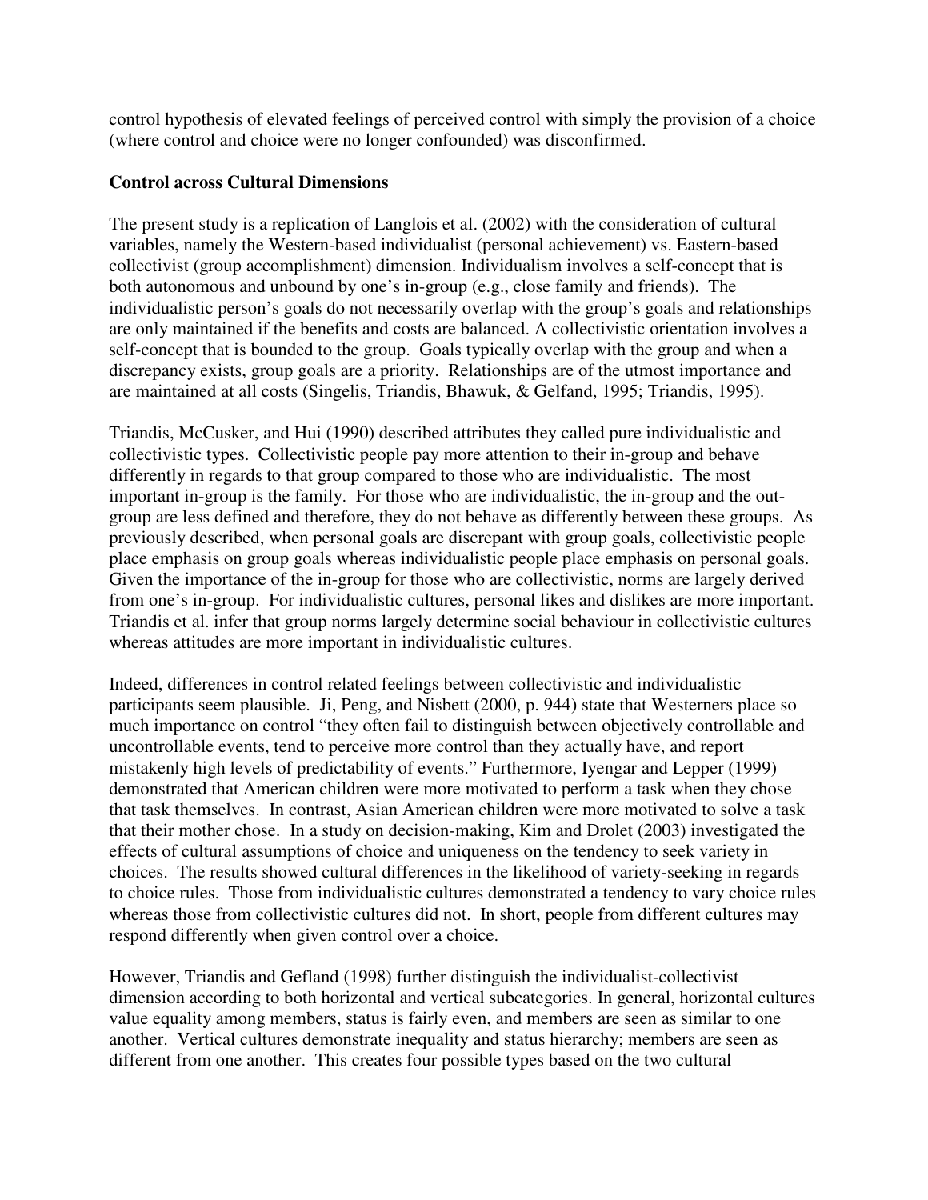control hypothesis of elevated feelings of perceived control with simply the provision of a choice (where control and choice were no longer confounded) was disconfirmed.

**Control across Cultural Dimensions**

The present study is a replication of Langlois et al. (2002) with the consideration of cultural variables, namely the Western-based individualist (personal achievement) vs. Eastern-based collectivist (group accomplishment) dimension. Individualism involves a self-concept that is both autonomous and unbound by one's in-group (e.g., close family and friends). The individualistic person's goals do not necessarily overlap with the group's goals and relationships are only maintained if the benefits and costs are balanced. A collectivistic orientation involves a self-concept that is bounded to the group. Goals typically overlap with the group and when a discrepancy exists, group goals are a priority. Relationships are of the utmost importance and are maintained at all costs (Singelis, Triandis, Bhawuk, & Gelfand, 1995; Triandis, 1995).

Triandis, McCusker, and Hui (1990) described attributes they called pure individualistic and collectivistic types. Collectivistic people pay more attention to their in-group and behave differently in regards to that group compared to those who are individualistic. The most important in-group is the family. For those who are individualistic, the in-group and the out-group are less defined and therefore, they do not behave as differently between these groups. As previously described, when personal goals are discrepant with group goals, collectivistic people place emphasis on group goals whereas individualistic people place emphasis on personal goals. Given the importance of the in-group for those who are collectivistic, norms are largely derived from one's in-group. For individualistic cultures, personal likes and dislikes are more important. Triandis et al. infer that group norms largely determine social behaviour in collectivistic cultures whereas attitudes are more important in individualistic cultures.

Indeed, differences in control related feelings between collectivistic and individualistic participants seem plausible. Ji, Peng, and Nisbett (2000, p. 944) state that Westerners place so much importance on control "they often fail to distinguish between objectively controllable and uncontrollable events, tend to perceive more control than they actually have, and report mistakenly high levels of predictability of events." Furthermore, Iyengar and Lepper (1999) demonstrated that American children were more motivated to perform a task when they chose that task themselves. In contrast, Asian American children were more motivated to solve a task that their mother chose. In a study on decision-making, Kim and Drolet (2003) investigated the effects of cultural assumptions of choice and uniqueness on the tendency to seek variety in choices. The results showed cultural differences in the likelihood of variety-seeking in regards to choice rules. Those from individualistic cultures demonstrated a tendency to vary choice rules whereas those from collectivistic cultures did not. In short, people from different cultures may respond differently when given control over a choice.

However, Triandis and Gefland (1998) further distinguish the individualist-collectivist dimension according to both horizontal and vertical subcategories. In general, horizontal cultures value equality among members, status is fairly even, and members are seen as similar to one another. Vertical cultures demonstrate inequality and status hierarchy; members are seen as different from one another. This creates four possible types based on the two cultural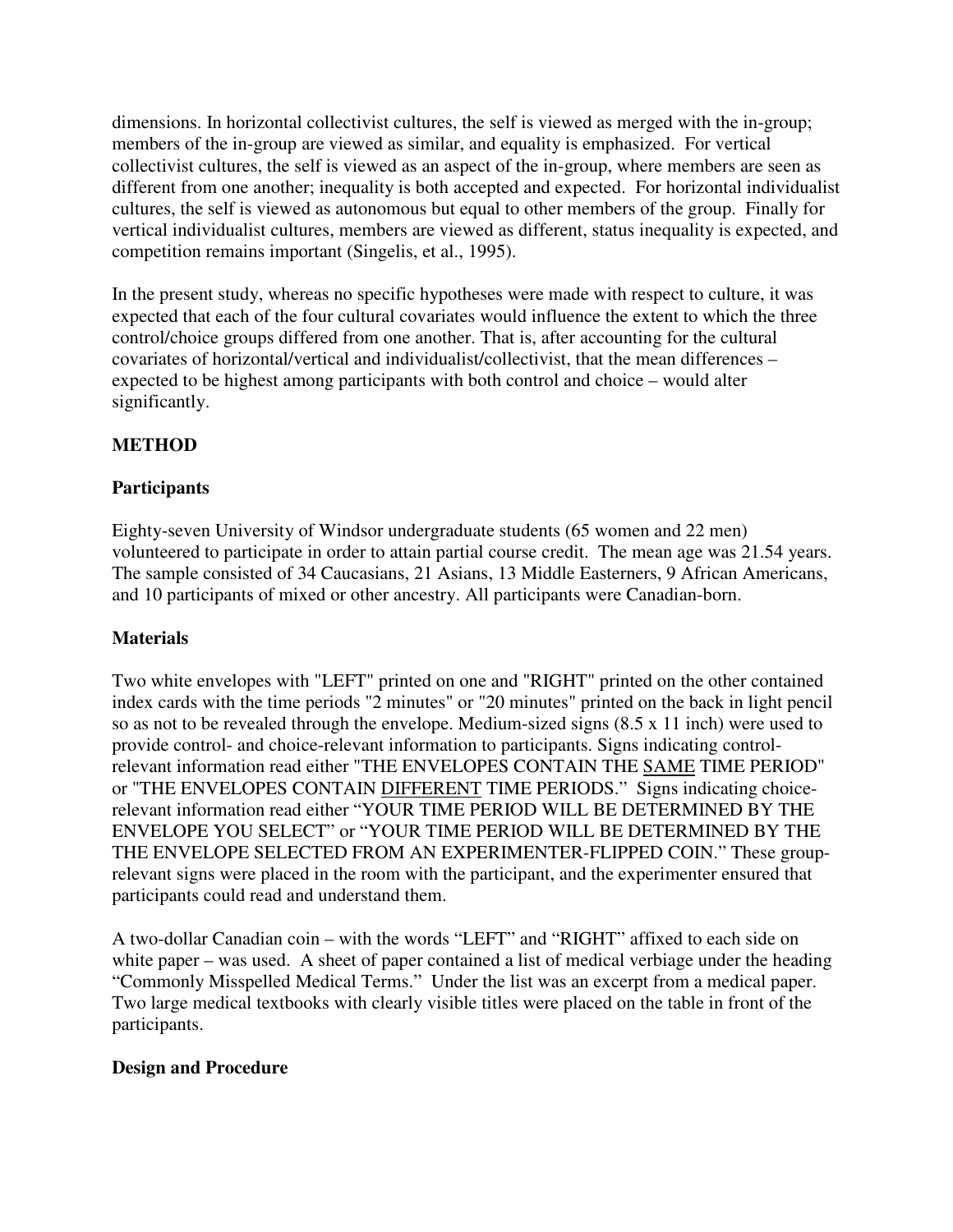dimensions. In horizontal collectivist cultures, the self is viewed as merged with the in-group; members of the in-group are viewed as similar, and equality is emphasized. For vertical collectivist cultures, the self is viewed as an aspect of the in-group, where members are seen as different from one another; inequality is both accepted and expected. For horizontal individualist cultures, the self is viewed as autonomous but equal to other members of the group. Finally for vertical individualist cultures, members are viewed as different, status inequality is expected, and competition remains important (Singelis, et al., 1995).

In the present study, whereas no specific hypotheses were made with respect to culture, it was expected that each of the four cultural covariates would influence the extent to which the three control/choice groups differed from one another. That is, after accounting for the cultural covariates of horizontal/vertical and individualist/collectivist, that the mean differences – expected to be highest among participants with both control and choice – would alter significantly.

## METHOD

### Participants

Eighty-seven University of Windsor undergraduate students (65 women and 22 men) volunteered to participate in order to attain partial course credit. The mean age was 21.54 years. The sample consisted of 34 Caucasians, 21 Asians, 13 Middle Easterners, 9 African Americans, and 10 participants of mixed or other ancestry. All participants were Canadian-born.

### Materials

Two white envelopes with "LEFT" printed on one and "RIGHT" printed on the other contained index cards with the time periods "2 minutes" or "20 minutes" printed on the back in light pencil so as not to be revealed through the envelope. Medium-sized signs (8.5 x 11 inch) were used to provide control- and choice-relevant information to participants. Signs indicating control-relevant information read either "THE ENVELOPES CONTAIN THE <u>SAME</u> TIME PERIOD" or "THE ENVELOPES CONTAIN <u>DIFFERENT</u> TIME PERIODS." Signs indicating choice-relevant information read either "YOUR TIME PERIOD WILL BE DETERMINED BY THE ENVELOPE YOU SELECT" or "YOUR TIME PERIOD WILL BE DETERMINED BY THE THE ENVELOPE SELECTED FROM AN EXPERIMENTER-FLIPPED COIN." These group-relevant signs were placed in the room with the participant, and the experimenter ensured that participants could read and understand them.

A two-dollar Canadian coin – with the words "LEFT" and "RIGHT" affixed to each side on white paper – was used. A sheet of paper contained a list of medical verbiage under the heading "Commonly Misspelled Medical Terms." Under the list was an excerpt from a medical paper. Two large medical textbooks with clearly visible titles were placed on the table in front of the participants.

### Design and Procedure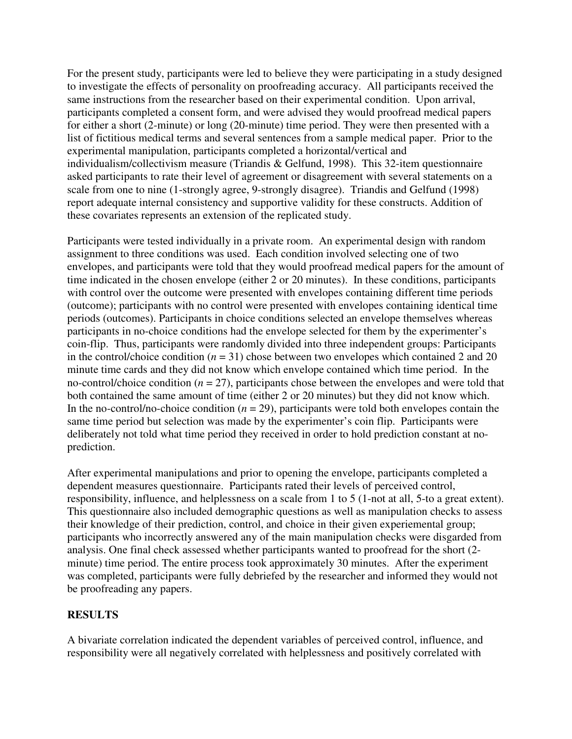For the present study, participants were led to believe they were participating in a study designed to investigate the effects of personality on proofreading accuracy. All participants received the same instructions from the researcher based on their experimental condition. Upon arrival, participants completed a consent form, and were advised they would proofread medical papers for either a short (2-minute) or long (20-minute) time period. They were then presented with a list of fictitious medical terms and several sentences from a sample medical paper. Prior to the experimental manipulation, participants completed a horizontal/vertical and individualism/collectivism measure (Triandis & Gelfund, 1998). This 32-item questionnaire asked participants to rate their level of agreement or disagreement with several statements on a scale from one to nine (1-strongly agree, 9-strongly disagree). Triandis and Gelfund (1998) report adequate internal consistency and supportive validity for these constructs. Addition of these covariates represents an extension of the replicated study.

Participants were tested individually in a private room. An experimental design with random assignment to three conditions was used. Each condition involved selecting one of two envelopes, and participants were told that they would proofread medical papers for the amount of time indicated in the chosen envelope (either 2 or 20 minutes). In these conditions, participants with control over the outcome were presented with envelopes containing different time periods (outcome); participants with no control were presented with envelopes containing identical time periods (outcomes). Participants in choice conditions selected an envelope themselves whereas participants in no-choice conditions had the envelope selected for them by the experimenter's coin-flip. Thus, participants were randomly divided into three independent groups: Participants in the control/choice condition ($n = 31$) chose between two envelopes which contained 2 and 20 minute time cards and they did not know which envelope contained which time period. In the no-control/choice condition ($n = 27$), participants chose between the envelopes and were told that both contained the same amount of time (either 2 or 20 minutes) but they did not know which. In the no-control/no-choice condition ($n = 29$), participants were told both envelopes contain the same time period but selection was made by the experimenter's coin flip. Participants were deliberately not told what time period they received in order to hold prediction constant at no-prediction.

After experimental manipulations and prior to opening the envelope, participants completed a dependent measures questionnaire. Participants rated their levels of perceived control, responsibility, influence, and helplessness on a scale from 1 to 5 (1-not at all, 5-to a great extent). This questionnaire also included demographic questions as well as manipulation checks to assess their knowledge of their prediction, control, and choice in their given experiemental group; participants who incorrectly answered any of the main manipulation checks were disgarded from analysis. One final check assessed whether participants wanted to proofread for the short (2-minute) time period. The entire process took approximately 30 minutes. After the experiment was completed, participants were fully debriefed by the researcher and informed they would not be proofreading any papers.

## RESULTS

A bivariate correlation indicated the dependent variables of perceived control, influence, and responsibility were all negatively correlated with helplessness and positively correlated with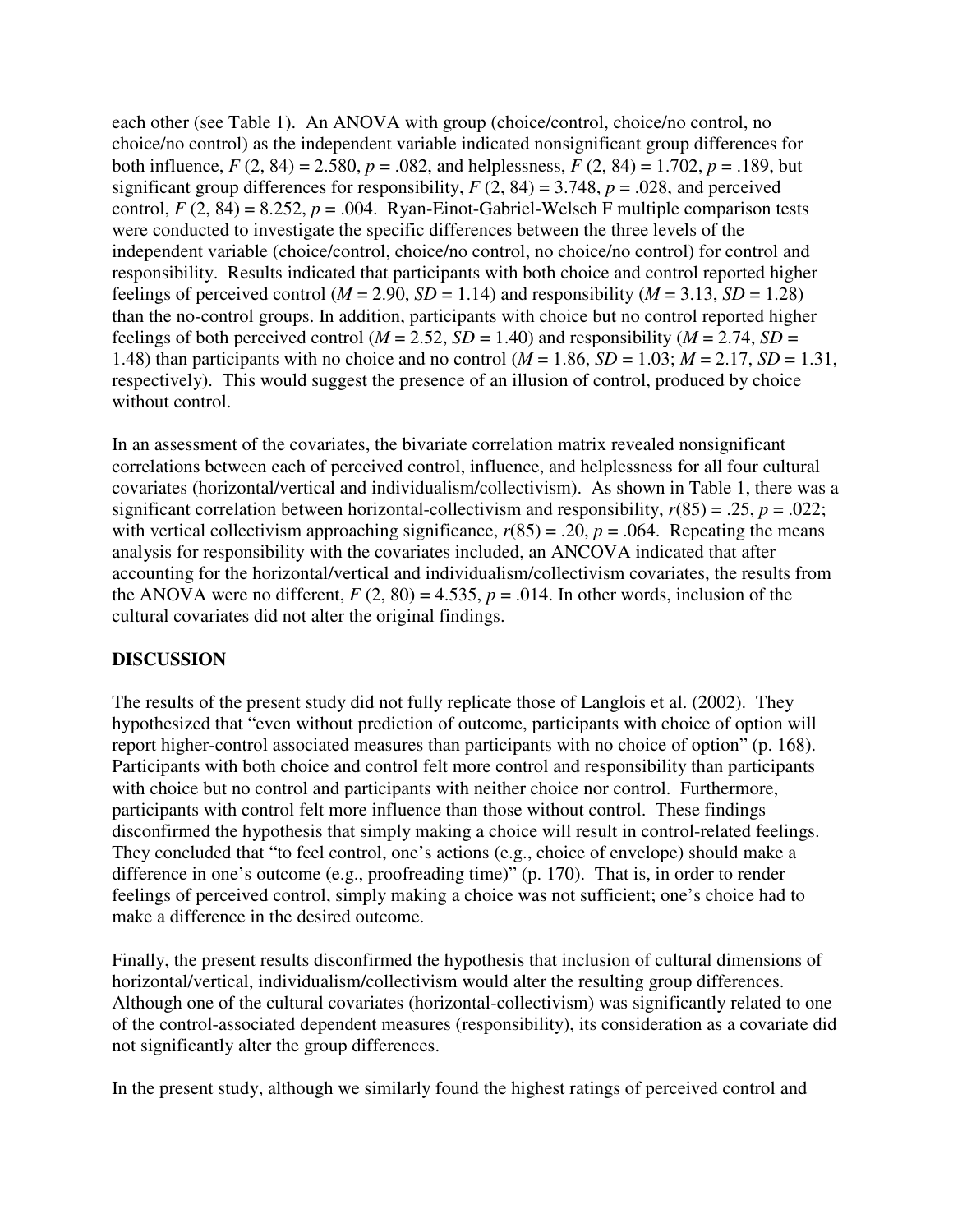each other (see Table 1). An ANOVA with group (choice/control, choice/no control, no choice/no control) as the independent variable indicated nonsignificant group differences for both influence, $F$ (2, 84) = 2.580, $p$ = .082, and helplessness, $F$ (2, 84) = 1.702, $p$ = .189, but significant group differences for responsibility, $F$ (2, 84) = 3.748, $p$ = .028, and perceived control, $F$ (2, 84) = 8.252, $p$ = .004. Ryan-Einot-Gabriel-Welsch F multiple comparison tests were conducted to investigate the specific differences between the three levels of the independent variable (choice/control, choice/no control, no choice/no control) for control and responsibility. Results indicated that participants with both choice and control reported higher feelings of perceived control ($M$ = 2.90, $SD$ = 1.14) and responsibility ($M$ = 3.13, $SD$ = 1.28) than the no-control groups. In addition, participants with choice but no control reported higher feelings of both perceived control ($M$ = 2.52, $SD$ = 1.40) and responsibility ($M$ = 2.74, $SD$ = 1.48) than participants with no choice and no control ($M$ = 1.86, $SD$ = 1.03; $M$ = 2.17, $SD$ = 1.31, respectively). This would suggest the presence of an illusion of control, produced by choice without control.

In an assessment of the covariates, the bivariate correlation matrix revealed nonsignificant correlations between each of perceived control, influence, and helplessness for all four cultural covariates (horizontal/vertical and individualism/collectivism). As shown in Table 1, there was a significant correlation between horizontal-collectivism and responsibility, $r$(85) = .25, $p$ = .022; with vertical collectivism approaching significance, $r$(85) = .20, $p$ = .064. Repeating the means analysis for responsibility with the covariates included, an ANCOVA indicated that after accounting for the horizontal/vertical and individualism/collectivism covariates, the results from the ANOVA were no different, $F$ (2, 80) = 4.535, $p$ = .014. In other words, inclusion of the cultural covariates did not alter the original findings.

## DISCUSSION

The results of the present study did not fully replicate those of Langlois et al. (2002). They hypothesized that "even without prediction of outcome, participants with choice of option will report higher-control associated measures than participants with no choice of option" (p. 168). Participants with both choice and control felt more control and responsibility than participants with choice but no control and participants with neither choice nor control. Furthermore, participants with control felt more influence than those without control. These findings disconfirmed the hypothesis that simply making a choice will result in control-related feelings. They concluded that "to feel control, one's actions (e.g., choice of envelope) should make a difference in one's outcome (e.g., proofreading time)" (p. 170). That is, in order to render feelings of perceived control, simply making a choice was not sufficient; one's choice had to make a difference in the desired outcome.

Finally, the present results disconfirmed the hypothesis that inclusion of cultural dimensions of horizontal/vertical, individualism/collectivism would alter the resulting group differences. Although one of the cultural covariates (horizontal-collectivism) was significantly related to one of the control-associated dependent measures (responsibility), its consideration as a covariate did not significantly alter the group differences.

In the present study, although we similarly found the highest ratings of perceived control and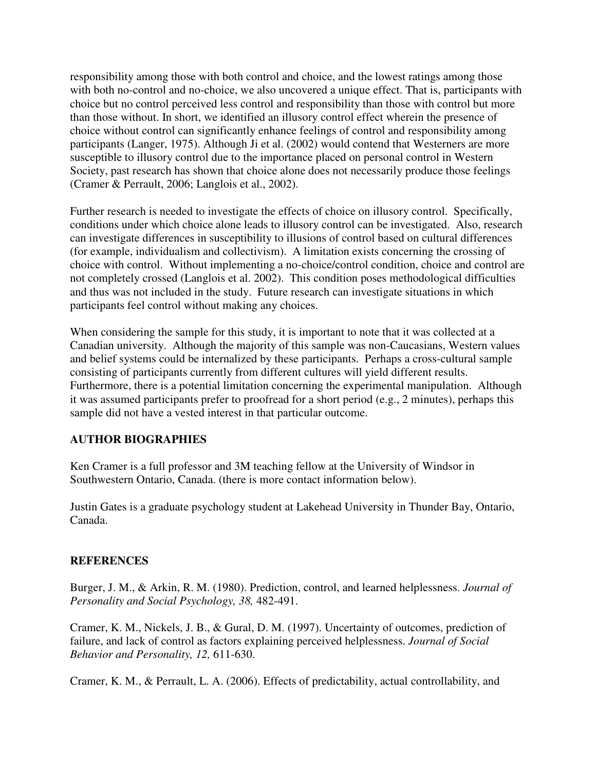responsibility among those with both control and choice, and the lowest ratings among those with both no-control and no-choice, we also uncovered a unique effect. That is, participants with choice but no control perceived less control and responsibility than those with control but more than those without. In short, we identified an illusory control effect wherein the presence of choice without control can significantly enhance feelings of control and responsibility among participants (Langer, 1975). Although Ji et al. (2002) would contend that Westerners are more susceptible to illusory control due to the importance placed on personal control in Western Society, past research has shown that choice alone does not necessarily produce those feelings (Cramer & Perrault, 2006; Langlois et al., 2002).

Further research is needed to investigate the effects of choice on illusory control. Specifically, conditions under which choice alone leads to illusory control can be investigated. Also, research can investigate differences in susceptibility to illusions of control based on cultural differences (for example, individualism and collectivism). A limitation exists concerning the crossing of choice with control. Without implementing a no-choice/control condition, choice and control are not completely crossed (Langlois et al. 2002). This condition poses methodological difficulties and thus was not included in the study. Future research can investigate situations in which participants feel control without making any choices.

When considering the sample for this study, it is important to note that it was collected at a Canadian university. Although the majority of this sample was non-Caucasians, Western values and belief systems could be internalized by these participants. Perhaps a cross-cultural sample consisting of participants currently from different cultures will yield different results. Furthermore, there is a potential limitation concerning the experimental manipulation. Although it was assumed participants prefer to proofread for a short period (e.g., 2 minutes), perhaps this sample did not have a vested interest in that particular outcome.

## AUTHOR BIOGRAPHIES

Ken Cramer is a full professor and 3M teaching fellow at the University of Windsor in Southwestern Ontario, Canada. (there is more contact information below).

Justin Gates is a graduate psychology student at Lakehead University in Thunder Bay, Ontario, Canada.

## REFERENCES

Burger, J. M., & Arkin, R. M. (1980). Prediction, control, and learned helplessness. *Journal of Personality and Social Psychology, 38,* 482-491.

Cramer, K. M., Nickels, J. B., & Gural, D. M. (1997). Uncertainty of outcomes, prediction of failure, and lack of control as factors explaining perceived helplessness. *Journal of Social Behavior and Personality, 12,* 611-630.

Cramer, K. M., & Perrault, L. A. (2006). Effects of predictability, actual controllability, and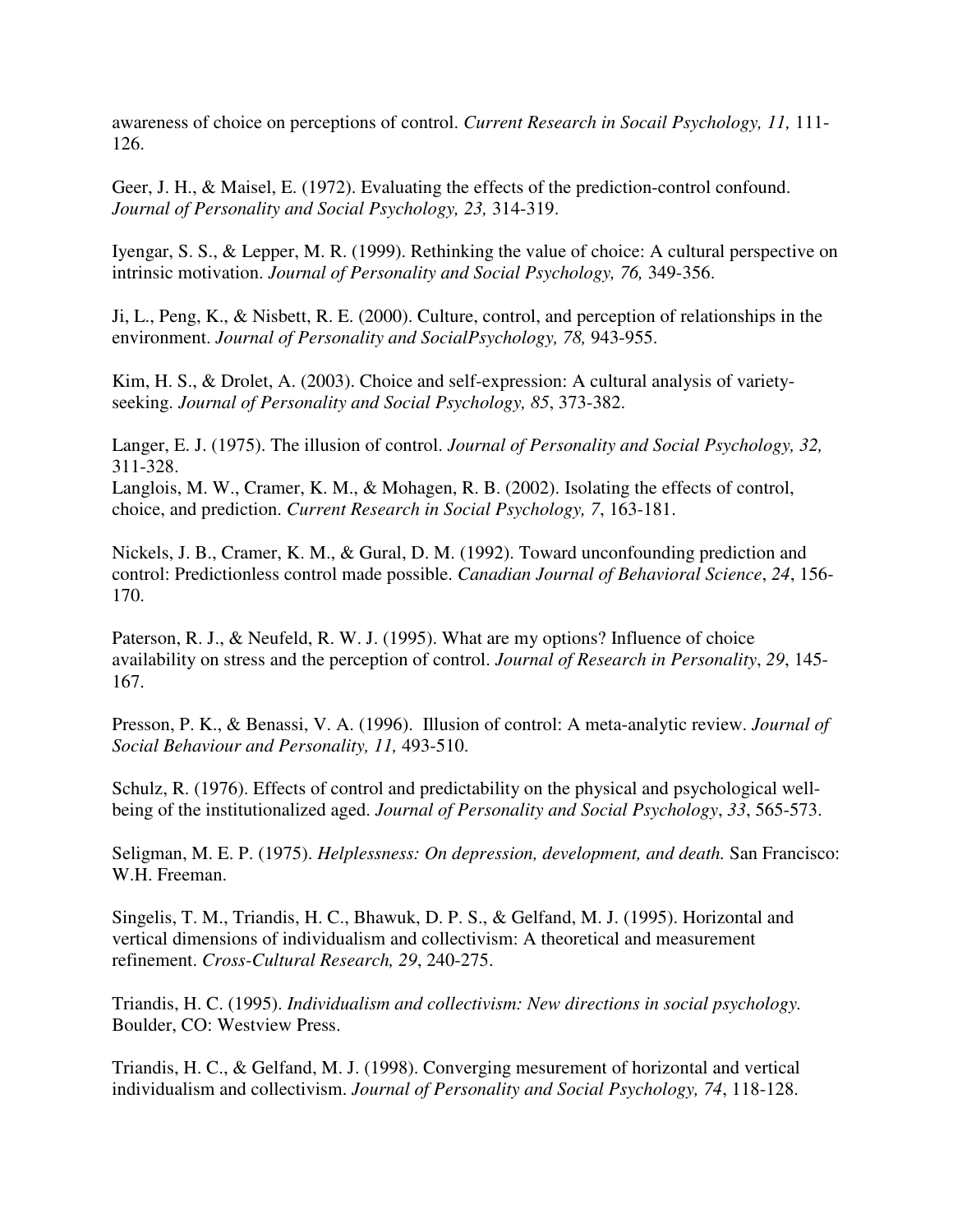awareness of choice on perceptions of control. *Current Research in Socail Psychology, 11,* 111-126.

Geer, J. H., & Maisel, E. (1972). Evaluating the effects of the prediction-control confound. *Journal of Personality and Social Psychology, 23,* 314-319.

Iyengar, S. S., & Lepper, M. R. (1999). Rethinking the value of choice: A cultural perspective on intrinsic motivation. *Journal of Personality and Social Psychology, 76,* 349-356.

Ji, L., Peng, K., & Nisbett, R. E. (2000). Culture, control, and perception of relationships in the environment. *Journal of Personality and SocialPsychology, 78,* 943-955.

Kim, H. S., & Drolet, A. (2003). Choice and self-expression: A cultural analysis of variety-seeking. *Journal of Personality and Social Psychology, 85*, 373-382.

Langer, E. J. (1975). The illusion of control. *Journal of Personality and Social Psychology, 32,* 311-328.
Langlois, M. W., Cramer, K. M., & Mohagen, R. B. (2002). Isolating the effects of control, choice, and prediction. *Current Research in Social Psychology, 7*, 163-181.

Nickels, J. B., Cramer, K. M., & Gural, D. M. (1992). Toward unconfounding prediction and control: Predictionless control made possible. *Canadian Journal of Behavioral Science*, *24*, 156-170.

Paterson, R. J., & Neufeld, R. W. J. (1995). What are my options? Influence of choice availability on stress and the perception of control. *Journal of Research in Personality*, *29*, 145-167.

Presson, P. K., & Benassi, V. A. (1996). Illusion of control: A meta-analytic review. *Journal of Social Behaviour and Personality, 11,* 493-510.

Schulz, R. (1976). Effects of control and predictability on the physical and psychological well-being of the institutionalized aged. *Journal of Personality and Social Psychology*, *33*, 565-573.

Seligman, M. E. P. (1975). *Helplessness: On depression, development, and death.* San Francisco: W.H. Freeman.

Singelis, T. M., Triandis, H. C., Bhawuk, D. P. S., & Gelfand, M. J. (1995). Horizontal and vertical dimensions of individualism and collectivism: A theoretical and measurement refinement. *Cross-Cultural Research, 29*, 240-275.

Triandis, H. C. (1995). *Individualism and collectivism: New directions in social psychology.* Boulder, CO: Westview Press.

Triandis, H. C., & Gelfand, M. J. (1998). Converging mesurement of horizontal and vertical individualism and collectivism. *Journal of Personality and Social Psychology, 74*, 118-128.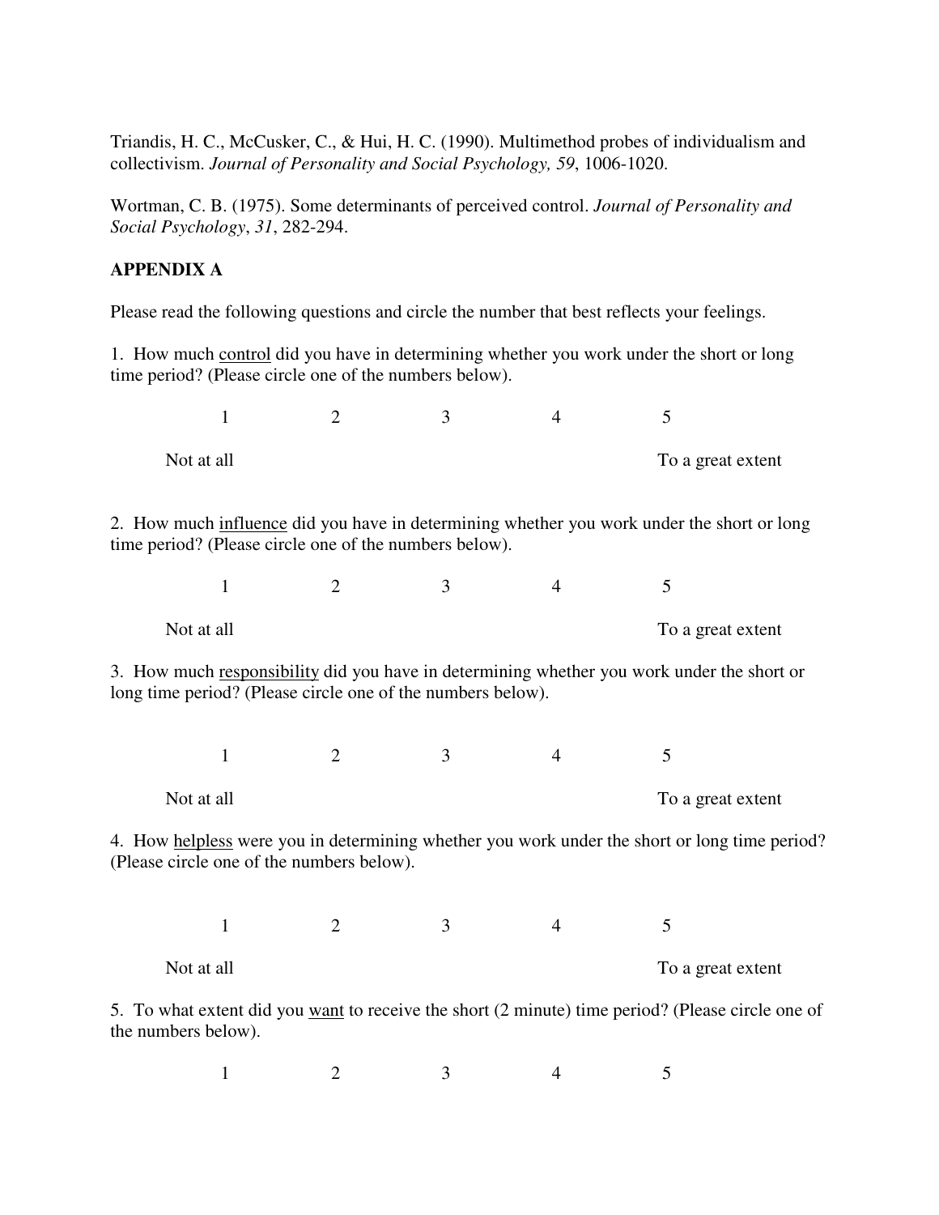Triandis, H. C., McCusker, C., & Hui, H. C. (1990). Multimethod probes of individualism and collectivism. *Journal of Personality and Social Psychology, 59*, 1006-1020.

Wortman, C. B. (1975). Some determinants of perceived control. *Journal of Personality and Social Psychology*, *31*, 282-294.

**APPENDIX A**

Please read the following questions and circle the number that best reflects your feelings.

1. How much <u>control</u> did you have in determining whether you work under the short or long time period? (Please circle one of the numbers below).

| 1 | 2 | 3 | 4 | 5 |
|---|---|---|---|---|
| Not at all | | | | To a great extent |

2. How much <u>influence</u> did you have in determining whether you work under the short or long time period? (Please circle one of the numbers below).

| 1 | 2 | 3 | 4 | 5 |
|---|---|---|---|---|
| Not at all | | | | To a great extent |

3. How much <u>responsibility</u> did you have in determining whether you work under the short or long time period? (Please circle one of the numbers below).

| 1 | 2 | 3 | 4 | 5 |
|---|---|---|---|---|
| Not at all | | | | To a great extent |

4. How <u>helpless</u> were you in determining whether you work under the short or long time period? (Please circle one of the numbers below).

| 1 | 2 | 3 | 4 | 5 |
|---|---|---|---|---|
| Not at all | | | | To a great extent |

5. To what extent did you <u>want</u> to receive the short (2 minute) time period? (Please circle one of the numbers below).

| 1 | 2 | 3 | 4 | 5 |
|---|---|---|---|---|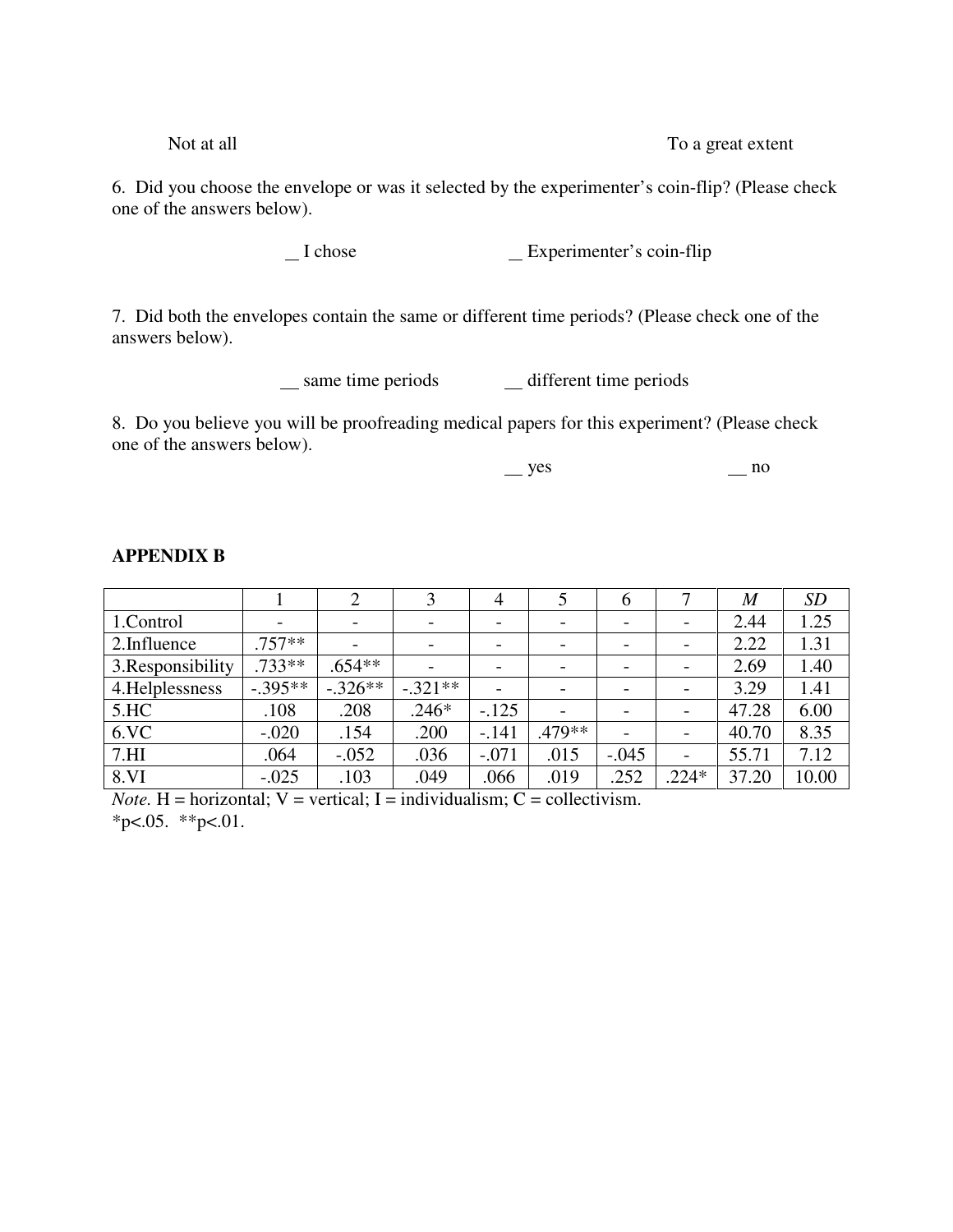Not at all To a great extent

6. Did you choose the envelope or was it selected by the experimenter's coin-flip? (Please check one of the answers below).

_ I chose _ Experimenter's coin-flip

7. Did both the envelopes contain the same or different time periods? (Please check one of the answers below).

__ same time periods __ different time periods

8. Do you believe you will be proofreading medical papers for this experiment? (Please check one of the answers below).

__ yes __ no

**APPENDIX B**

| | 1 | 2 | 3 | 4 | 5 | 6 | 7 | *M* | *SD* |
|---|---|---|---|---|---|---|---|---|---|
| 1.Control | - | - | - | - | - | - | - | 2.44 | 1.25 |
| 2.Influence | .757** | - | - | - | - | - | - | 2.22 | 1.31 |
| 3.Responsibility | .733** | .654** | - | - | - | - | - | 2.69 | 1.40 |
| 4.Helplessness | -.395** | -.326** | -.321** | - | - | - | - | 3.29 | 1.41 |
| 5.HC | .108 | .208 | .246* | -.125 | - | - | - | 47.28 | 6.00 |
| 6.VC | -.020 | .154 | .200 | -.141 | .479** | - | - | 40.70 | 8.35 |
| 7.HI | .064 | -.052 | .036 | -.071 | .015 | -.045 | - | 55.71 | 7.12 |
| 8.VI | -.025 | .103 | .049 | .066 | .019 | .252 | .224* | 37.20 | 10.00 |

*Note.* H = horizontal; V = vertical; I = individualism; C = collectivism.
*p<.05. **p<.01.